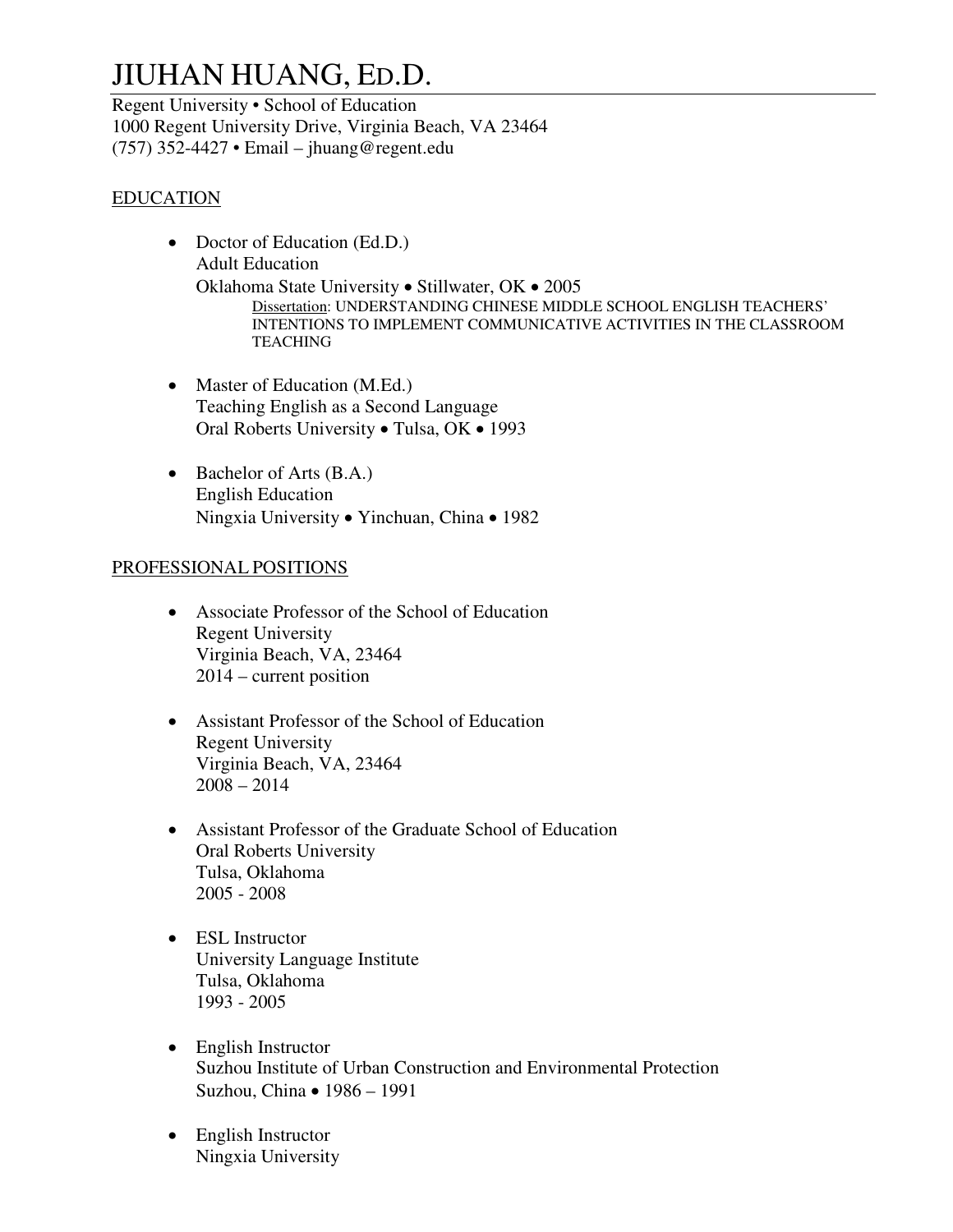# JIUHAN HUANG, ED.D.

Regent University • School of Education
1000 Regent University Drive, Virginia Beach, VA 23464
(757) 352-4427 • Email – jhuang@regent.edu

## EDUCATION

- Doctor of Education (Ed.D.)
  Adult Education
  Oklahoma State University • Stillwater, OK • 2005
  Dissertation: UNDERSTANDING CHINESE MIDDLE SCHOOL ENGLISH TEACHERS' INTENTIONS TO IMPLEMENT COMMUNICATIVE ACTIVITIES IN THE CLASSROOM TEACHING

- Master of Education (M.Ed.)
  Teaching English as a Second Language
  Oral Roberts University • Tulsa, OK • 1993

- Bachelor of Arts (B.A.)
  English Education
  Ningxia University • Yinchuan, China • 1982

## PROFESSIONAL POSITIONS

- Associate Professor of the School of Education
  Regent University
  Virginia Beach, VA, 23464
  2014 – current position

- Assistant Professor of the School of Education
  Regent University
  Virginia Beach, VA, 23464
  2008 – 2014

- Assistant Professor of the Graduate School of Education
  Oral Roberts University
  Tulsa, Oklahoma
  2005 - 2008

- ESL Instructor
  University Language Institute
  Tulsa, Oklahoma
  1993 - 2005

- English Instructor
  Suzhou Institute of Urban Construction and Environmental Protection
  Suzhou, China • 1986 – 1991

- English Instructor
  Ningxia University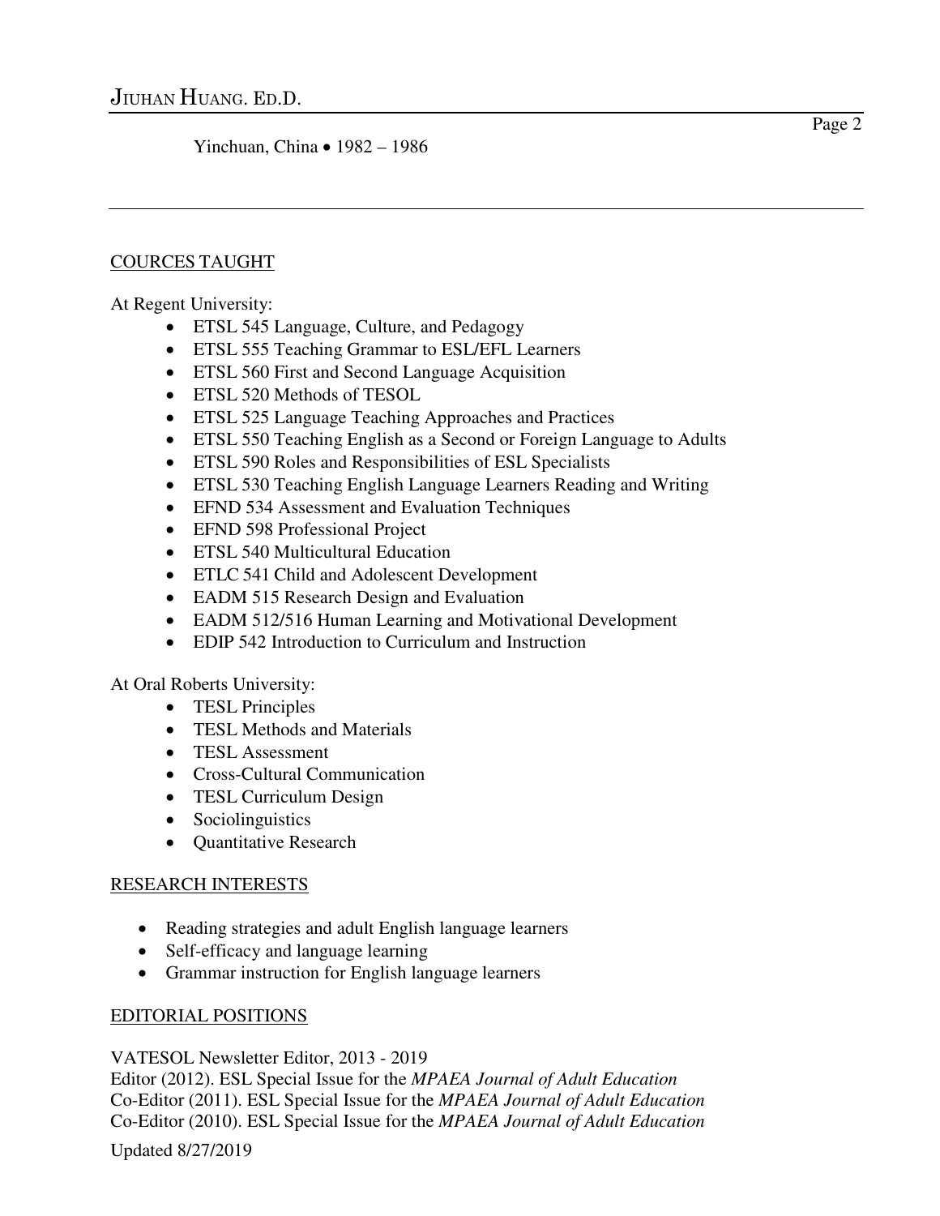Yinchuan, China • 1982 – 1986

---

## COURCES TAUGHT

At Regent University:

- ETSL 545 Language, Culture, and Pedagogy
- ETSL 555 Teaching Grammar to ESL/EFL Learners
- ETSL 560 First and Second Language Acquisition
- ETSL 520 Methods of TESOL
- ETSL 525 Language Teaching Approaches and Practices
- ETSL 550 Teaching English as a Second or Foreign Language to Adults
- ETSL 590 Roles and Responsibilities of ESL Specialists
- ETSL 530 Teaching English Language Learners Reading and Writing
- EFND 534 Assessment and Evaluation Techniques
- EFND 598 Professional Project
- ETSL 540 Multicultural Education
- ETLC 541 Child and Adolescent Development
- EADM 515 Research Design and Evaluation
- EADM 512/516 Human Learning and Motivational Development
- EDIP 542 Introduction to Curriculum and Instruction

At Oral Roberts University:

- TESL Principles
- TESL Methods and Materials
- TESL Assessment
- Cross-Cultural Communication
- TESL Curriculum Design
- Sociolinguistics
- Quantitative Research

## RESEARCH INTERESTS

- Reading strategies and adult English language learners
- Self-efficacy and language learning
- Grammar instruction for English language learners

## EDITORIAL POSITIONS

VATESOL Newsletter Editor, 2013 - 2019
Editor (2012). ESL Special Issue for the *MPAEA Journal of Adult Education*
Co-Editor (2011). ESL Special Issue for the *MPAEA Journal of Adult Education*
Co-Editor (2010). ESL Special Issue for the *MPAEA Journal of Adult Education*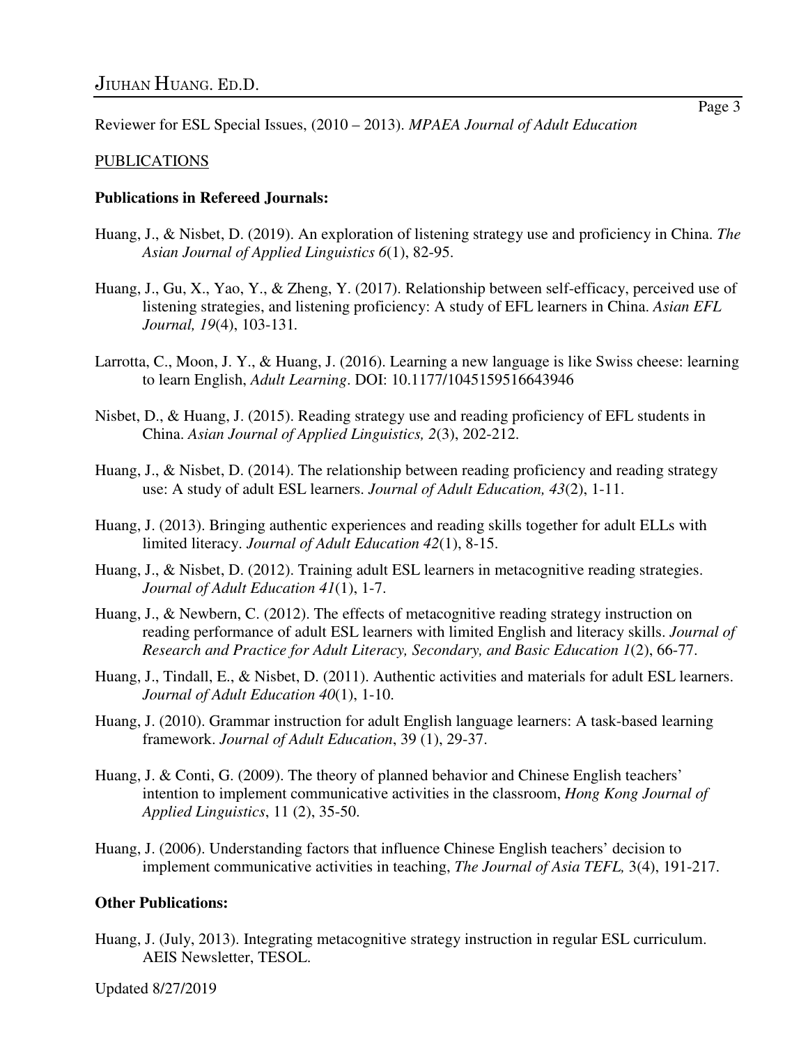Reviewer for ESL Special Issues, (2010 – 2013). *MPAEA Journal of Adult Education*

PUBLICATIONS

**Publications in Refereed Journals:**

Huang, J., & Nisbet, D. (2019). An exploration of listening strategy use and proficiency in China. *The Asian Journal of Applied Linguistics 6*(1), 82-95.

Huang, J., Gu, X., Yao, Y., & Zheng, Y. (2017). Relationship between self-efficacy, perceived use of listening strategies, and listening proficiency: A study of EFL learners in China. *Asian EFL Journal, 19*(4), 103-131.

Larrotta, C., Moon, J. Y., & Huang, J. (2016). Learning a new language is like Swiss cheese: learning to learn English, *Adult Learning*. DOI: 10.1177/1045159516643946

Nisbet, D., & Huang, J. (2015). Reading strategy use and reading proficiency of EFL students in China. *Asian Journal of Applied Linguistics, 2*(3), 202-212.

Huang, J., & Nisbet, D. (2014). The relationship between reading proficiency and reading strategy use: A study of adult ESL learners. *Journal of Adult Education, 43*(2), 1-11.

Huang, J. (2013). Bringing authentic experiences and reading skills together for adult ELLs with limited literacy. *Journal of Adult Education 42*(1), 8-15.

Huang, J., & Nisbet, D. (2012). Training adult ESL learners in metacognitive reading strategies. *Journal of Adult Education 41*(1), 1-7.

Huang, J., & Newbern, C. (2012). The effects of metacognitive reading strategy instruction on reading performance of adult ESL learners with limited English and literacy skills. *Journal of Research and Practice for Adult Literacy, Secondary, and Basic Education 1*(2), 66-77.

Huang, J., Tindall, E., & Nisbet, D. (2011). Authentic activities and materials for adult ESL learners. *Journal of Adult Education 40*(1), 1-10.

Huang, J. (2010). Grammar instruction for adult English language learners: A task-based learning framework. *Journal of Adult Education*, 39 (1), 29-37.

Huang, J. & Conti, G. (2009). The theory of planned behavior and Chinese English teachers' intention to implement communicative activities in the classroom, *Hong Kong Journal of Applied Linguistics*, 11 (2), 35-50.

Huang, J. (2006). Understanding factors that influence Chinese English teachers' decision to implement communicative activities in teaching, *The Journal of Asia TEFL,* 3(4), 191-217.

**Other Publications:**

Huang, J. (July, 2013). Integrating metacognitive strategy instruction in regular ESL curriculum. AEIS Newsletter, TESOL.

Updated 8/27/2019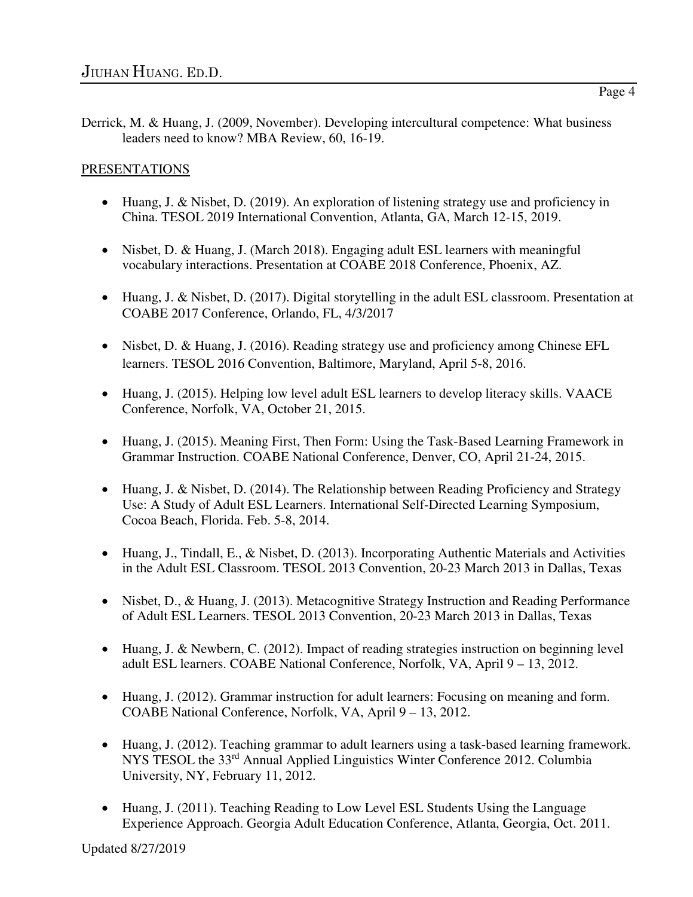Derrick, M. & Huang, J. (2009, November). Developing intercultural competence: What business leaders need to know? MBA Review, 60, 16-19.

## PRESENTATIONS

- Huang, J. & Nisbet, D. (2019). An exploration of listening strategy use and proficiency in China. TESOL 2019 International Convention, Atlanta, GA, March 12-15, 2019.
- Nisbet, D. & Huang, J. (March 2018). Engaging adult ESL learners with meaningful vocabulary interactions. Presentation at COABE 2018 Conference, Phoenix, AZ.
- Huang, J. & Nisbet, D. (2017). Digital storytelling in the adult ESL classroom. Presentation at COABE 2017 Conference, Orlando, FL, 4/3/2017
- Nisbet, D. & Huang, J. (2016). Reading strategy use and proficiency among Chinese EFL learners. TESOL 2016 Convention, Baltimore, Maryland, April 5-8, 2016.
- Huang, J. (2015). Helping low level adult ESL learners to develop literacy skills. VAACE Conference, Norfolk, VA, October 21, 2015.
- Huang, J. (2015). Meaning First, Then Form: Using the Task-Based Learning Framework in Grammar Instruction. COABE National Conference, Denver, CO, April 21-24, 2015.
- Huang, J. & Nisbet, D. (2014). The Relationship between Reading Proficiency and Strategy Use: A Study of Adult ESL Learners. International Self-Directed Learning Symposium, Cocoa Beach, Florida. Feb. 5-8, 2014.
- Huang, J., Tindall, E., & Nisbet, D. (2013). Incorporating Authentic Materials and Activities in the Adult ESL Classroom. TESOL 2013 Convention, 20-23 March 2013 in Dallas, Texas
- Nisbet, D., & Huang, J. (2013). Metacognitive Strategy Instruction and Reading Performance of Adult ESL Learners. TESOL 2013 Convention, 20-23 March 2013 in Dallas, Texas
- Huang, J. & Newbern, C. (2012). Impact of reading strategies instruction on beginning level adult ESL learners. COABE National Conference, Norfolk, VA, April 9 – 13, 2012.
- Huang, J. (2012). Grammar instruction for adult learners: Focusing on meaning and form. COABE National Conference, Norfolk, VA, April 9 – 13, 2012.
- Huang, J. (2012). Teaching grammar to adult learners using a task-based learning framework. NYS TESOL the 33rd Annual Applied Linguistics Winter Conference 2012. Columbia University, NY, February 11, 2012.
- Huang, J. (2011). Teaching Reading to Low Level ESL Students Using the Language Experience Approach. Georgia Adult Education Conference, Atlanta, Georgia, Oct. 2011.

Updated 8/27/2019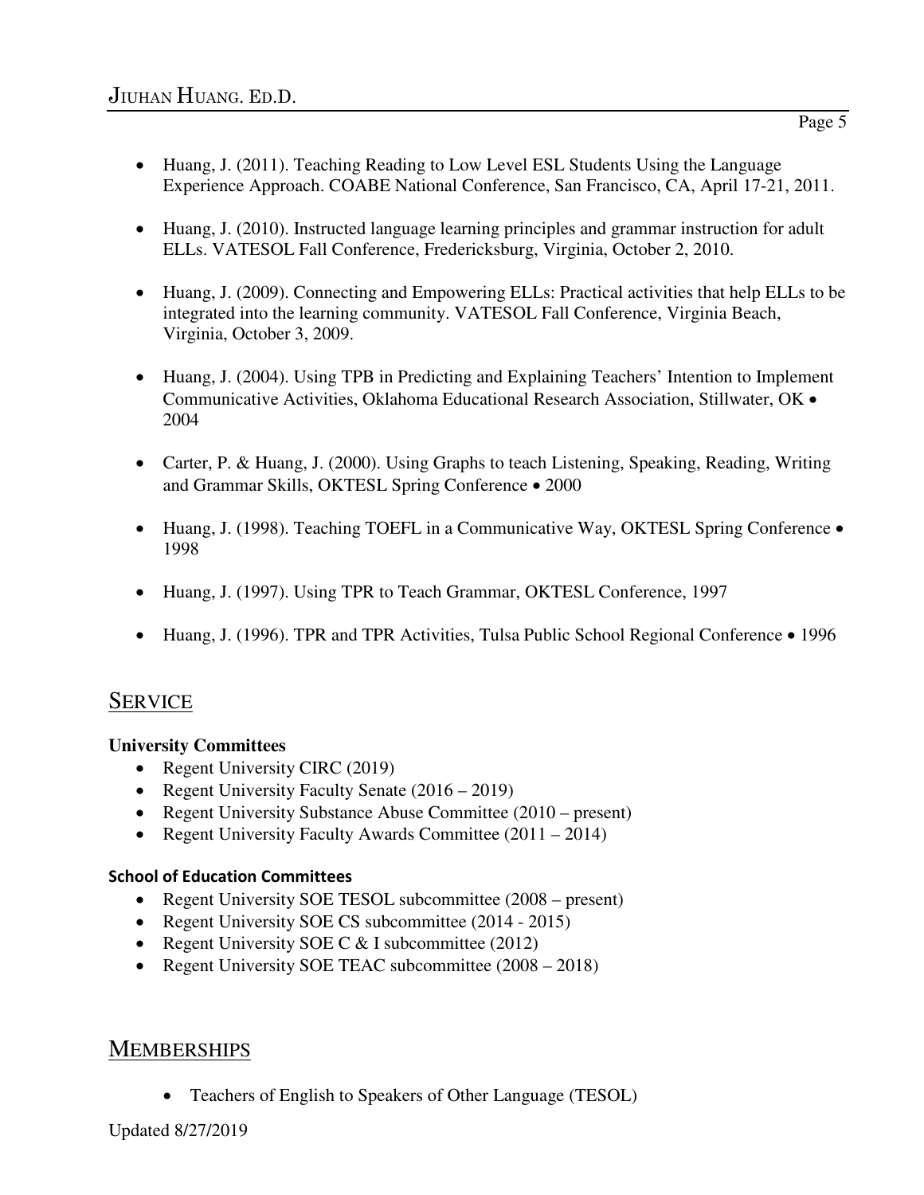- Huang, J. (2011). Teaching Reading to Low Level ESL Students Using the Language Experience Approach. COABE National Conference, San Francisco, CA, April 17-21, 2011.

- Huang, J. (2010). Instructed language learning principles and grammar instruction for adult ELLs. VATESOL Fall Conference, Fredericksburg, Virginia, October 2, 2010.

- Huang, J. (2009). Connecting and Empowering ELLs: Practical activities that help ELLs to be integrated into the learning community. VATESOL Fall Conference, Virginia Beach, Virginia, October 3, 2009.

- Huang, J. (2004). Using TPB in Predicting and Explaining Teachers' Intention to Implement Communicative Activities, Oklahoma Educational Research Association, Stillwater, OK • 2004

- Carter, P. & Huang, J. (2000). Using Graphs to teach Listening, Speaking, Reading, Writing and Grammar Skills, OKTESL Spring Conference • 2000

- Huang, J. (1998). Teaching TOEFL in a Communicative Way, OKTESL Spring Conference • 1998

- Huang, J. (1997). Using TPR to Teach Grammar, OKTESL Conference, 1997

- Huang, J. (1996). TPR and TPR Activities, Tulsa Public School Regional Conference • 1996

## SERVICE

**University Committees**

- Regent University CIRC (2019)
- Regent University Faculty Senate (2016 – 2019)
- Regent University Substance Abuse Committee (2010 – present)
- Regent University Faculty Awards Committee (2011 – 2014)

**School of Education Committees**

- Regent University SOE TESOL subcommittee (2008 – present)
- Regent University SOE CS subcommittee (2014 - 2015)
- Regent University SOE C & I subcommittee (2012)
- Regent University SOE TEAC subcommittee (2008 – 2018)

## MEMBERSHIPS

- Teachers of English to Speakers of Other Language (TESOL)

Updated 8/27/2019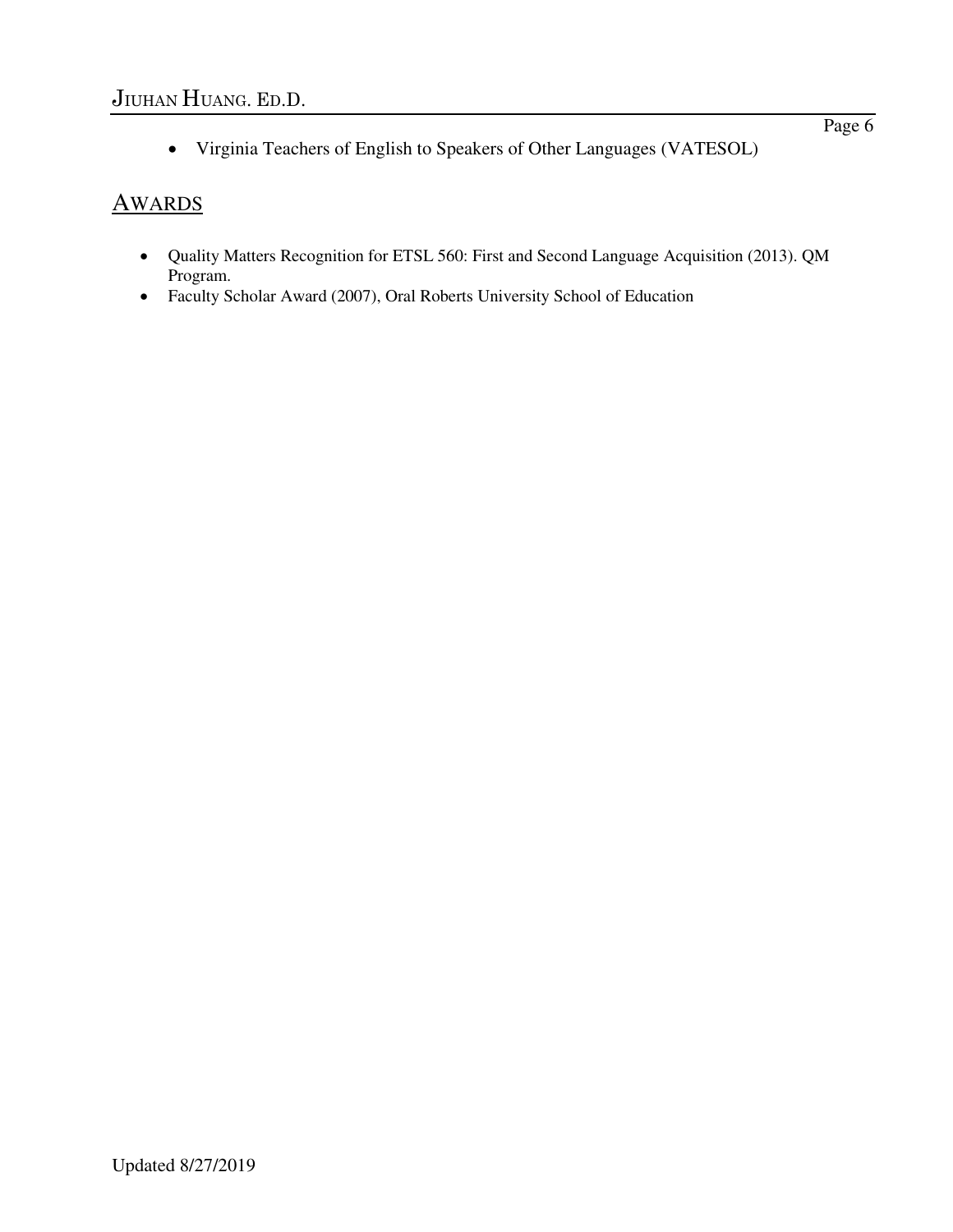- Virginia Teachers of English to Speakers of Other Languages (VATESOL)

## AWARDS

- Quality Matters Recognition for ETSL 560: First and Second Language Acquisition (2013). QM Program.
- Faculty Scholar Award (2007), Oral Roberts University School of Education